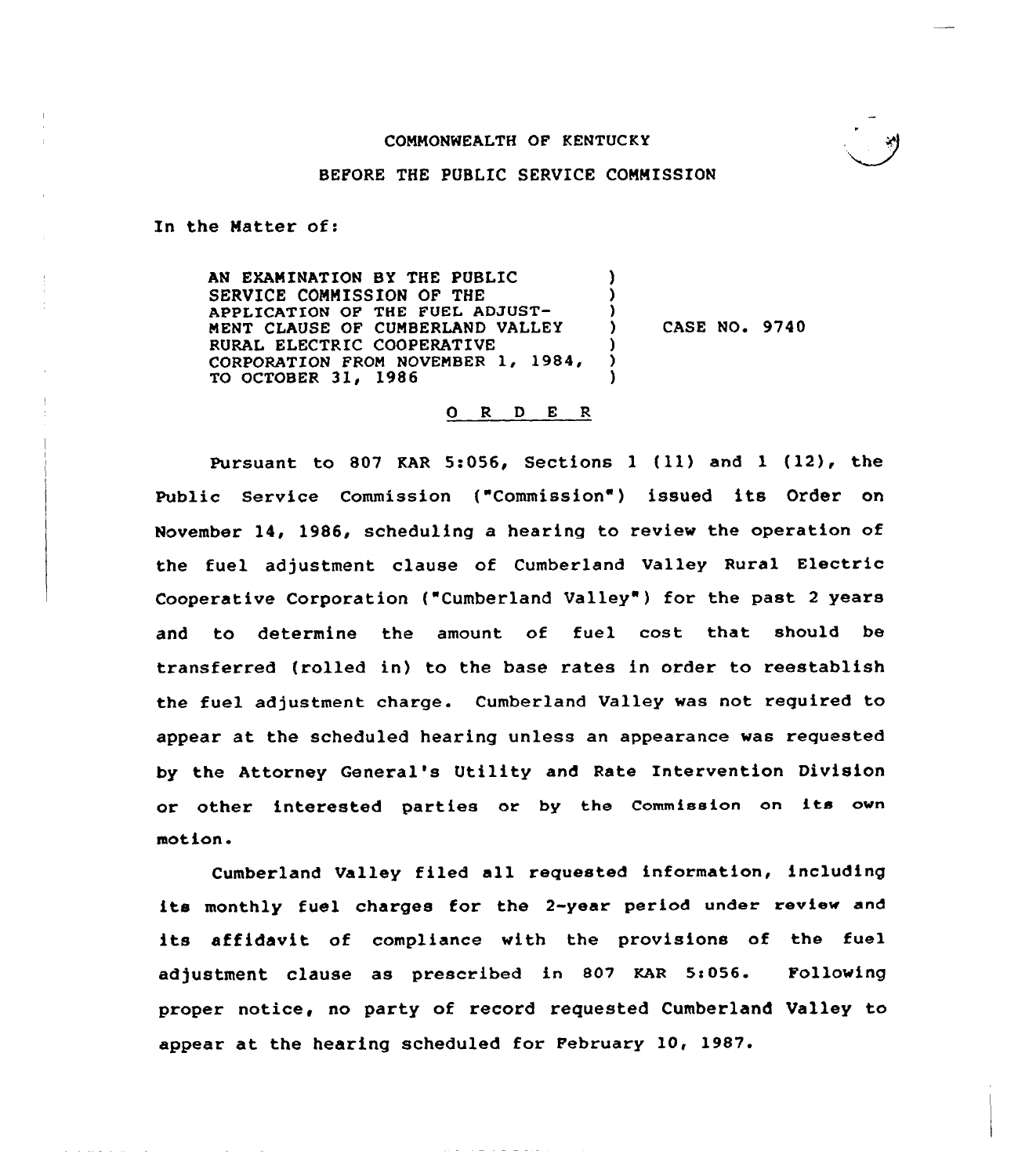COMMONWEALTH OF KENTUCKY

BEFORE THE PUBLIC SERVICE COMMISSION

In the Matter of:

AN EXAMINATION BY THE PUBLIC SERVICE COMMISSION OF THE APPLICATION OF THE FUEL ADJUSTMENT CLAUSE OF CUMBERLAND VALLEY RURAL ELECTRIC COOPERATIVE CORPORATION FROM NOVEMBER 1, 1984, TO OCTOBER 31, 1986 ) CASE NO. 9740

O R D E R

Pursuant to 807 KAR 5:056, Sections 1 (11) and 1 (12), the Public Service Commission ("Commission") issued its Order on November 14, 1986, scheduling a hearing to review the operation of the fuel adjustment clause of Cumberland Valley Rural Electric Cooperative Corporation ("Cumberland Valley") for the past 2 years and to determine the amount of fuel cost that should be transferred (rolled in) to the base rates in order to reestablish the fuel adjustment charge. Cumberland Valley was not required to appear at the scheduled hearing unless an appearance was requested by the Attorney General's Utility and Rate Intervention Division or other interested parties or by the Commission on its own motion.

Cumberland Valley filed all requested information, including its monthly fuel charges for the 2-year period under review and its affidavit of compliance with the provisions of the fuel adjustment clause as prescribed in 807 KAR 5:056. Following proper notice, no party of record requested Cumberland Valley to appear at the hearing scheduled for February 10, 1987.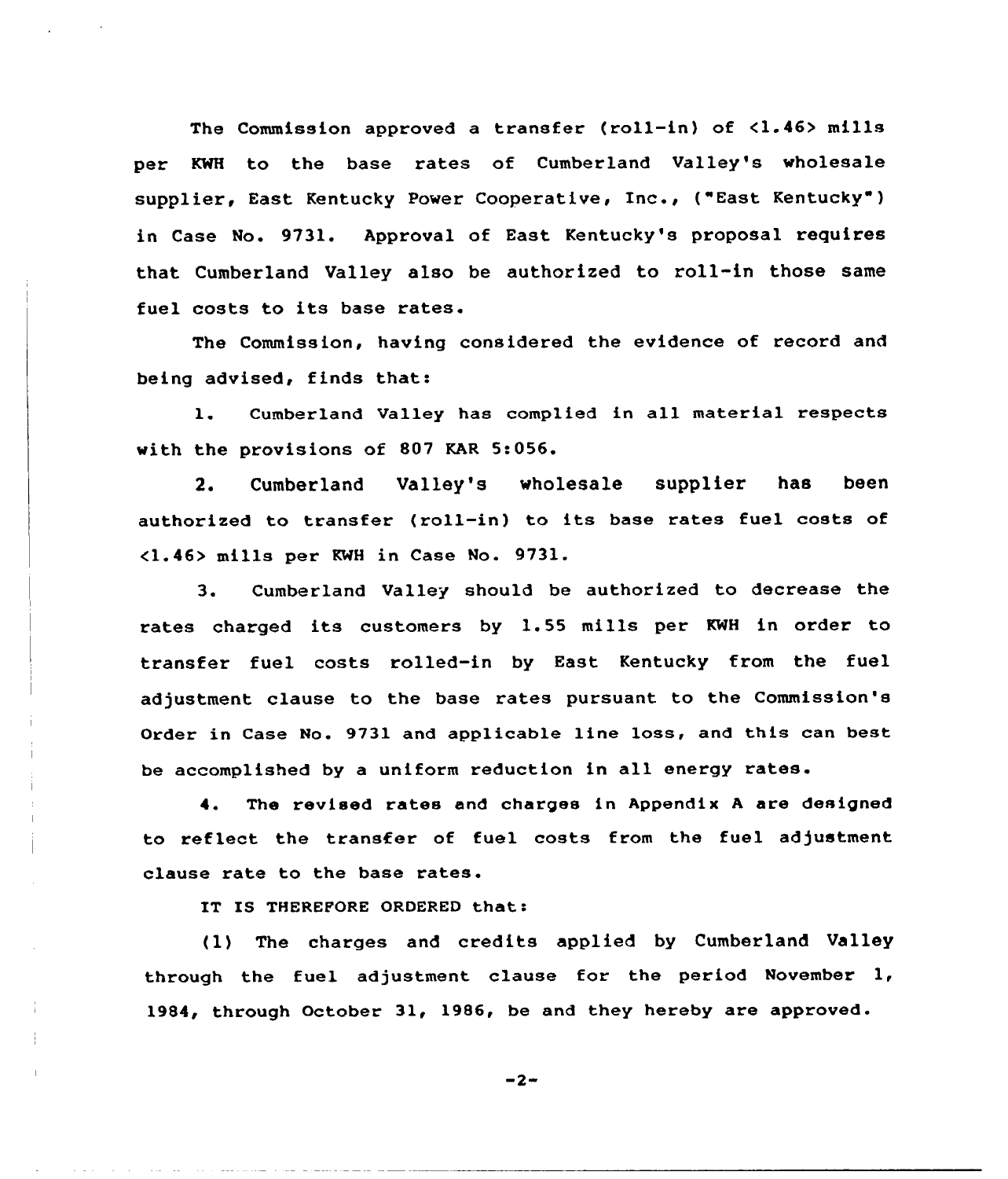The Commission approved a transfer (roll-in) of <1.46> mills per KWH to the base rates of Cumberland Valley's wholesale supplier, East Kentucky Power Cooperative, Inc., ("East Kentucky") in Case No. 9731. Approval of East Kentucky's proposal requires that Cumberland Valley also be authorized to roll-in those same fuel costs to its base rates.

The Commission, having considered the evidence of record and being advised, finds that:

1. Cumberland Valley has complied in all material respects with the provisions of 807 KAR 5:056.

2. Cumberland Valley's wholesale supplier has been authorized to transfer (roll-in) to its base rates fuel costs of <1.46> mills per KWH in Case No. 9731.

3. Cumberland Valley should be authorized to decrease the rates charged its customers by 1.55 mills per KWH in order to transfer fuel costs rolled-in by East Kentucky from the fuel adjustment clause to the base rates pursuant to the Commission's Order in Case No. 9731 and applicable line loss, and this can best be accomplished by a uniform reduction in all energy rates.

4. The revised rates and charges in Appendix A are designed to reflect the transfer of fuel costs from the fuel adjustment clause rate to the base rates.

IT IS THEREFORE ORDERED that:

(1) The charges and credits applied by Cumberland Valley through the fuel adjustment clause for the period November 1, 1984, through October 31, 1986, be and they hereby are approved.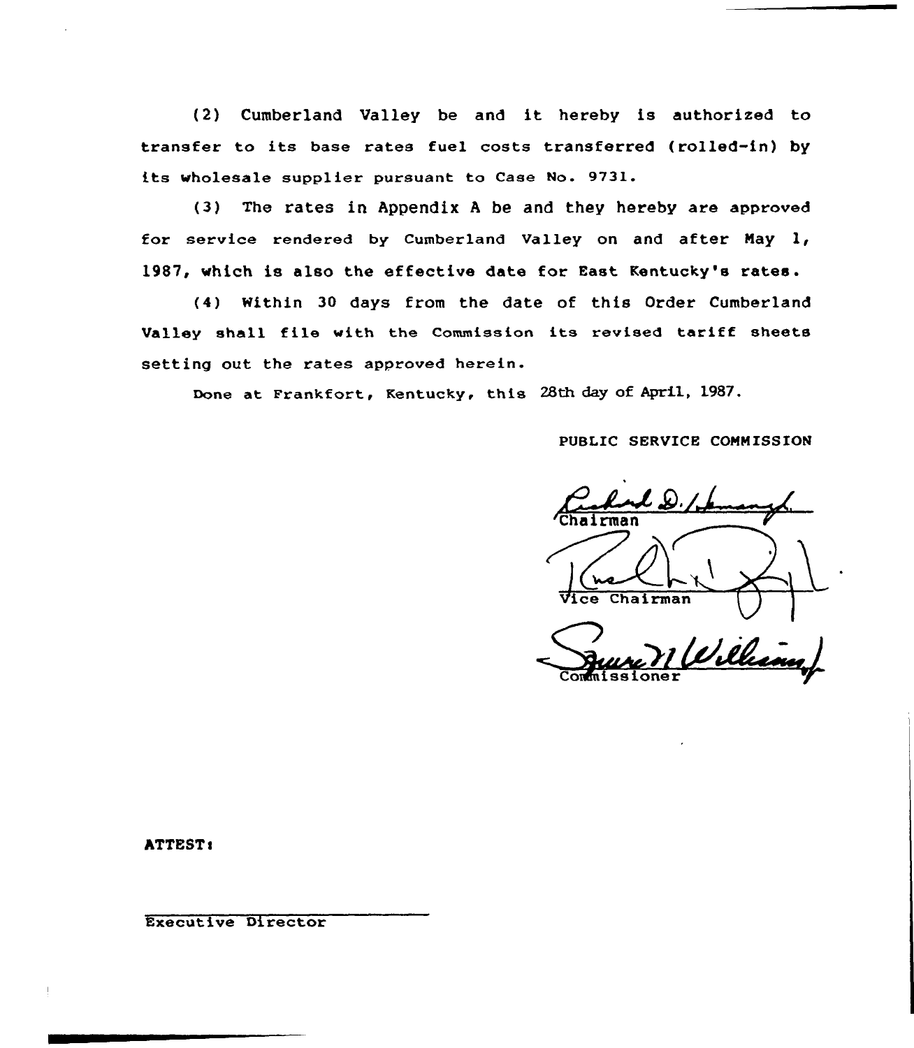(2) Cumberland Valley be and it hereby is authorized to transfer to its base rates fuel costs transferred (rolled-in) by its wholesale supplier pursuant to Case No. 9731.

(3) The rates in Appendix A be and they hereby are approved for service rendered by Cumberland Valley on and after May 1, 1987, which is also the effective date for East Kentucky's rates.

(4) Within 30 days from the date of this Order Cumberland Valley shall file with the Commission its revised tariff sheets setting out the rates approved herein.

Done at Frankfort, Kentucky, this 28th day of April, 1987.

PUBLIC SERVICE COMMISSION

Chairman

Vice Chairman

Commissioner

ATTEST:

Executive Director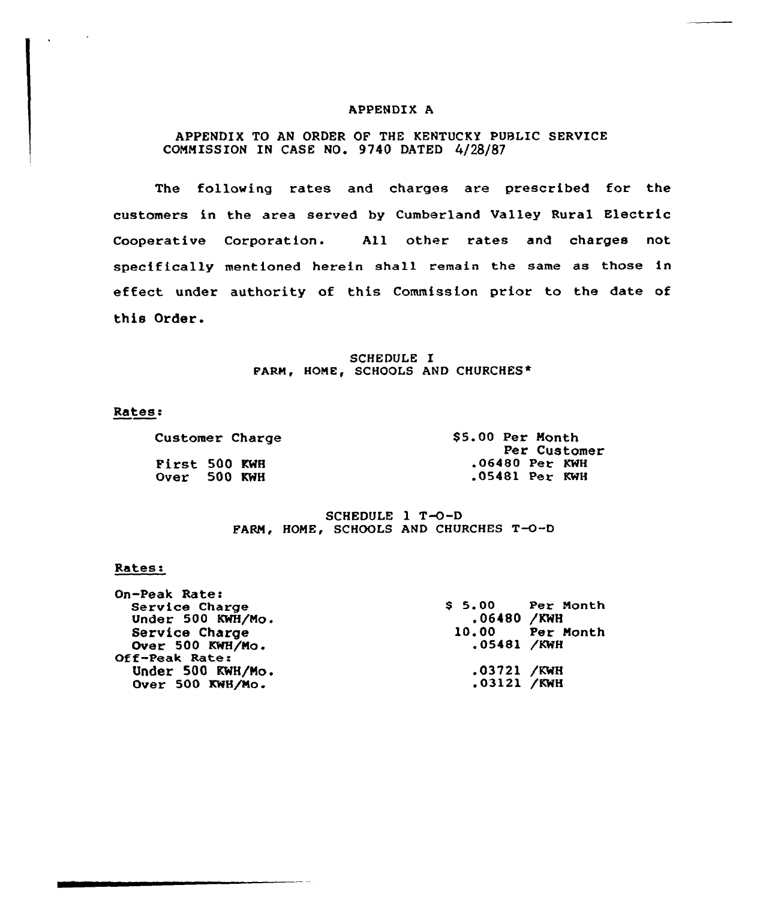# APPENDIX A

APPENDIX TO AN ORDER OF THE KENTUCKY PUBLIC SERVICE COMMISSION IN CASE NO. 9740 DATED 4/28/87

The following rates and charges are prescribed for the customers in the area served by Cumberland Valley Rural Electric Cooperative Corporation. All other rates and charges not specifically mentioned herein shall remain the same as those in effect under authority of this Commission prior to the date of this Order.

## SCHEDULE I
## FARM, HOME, SCHOOLS AND CHURCHES*

Rates:

| | |
|---|---|
| Customer Charge | $5.00 Per Month Per Customer |
| First 500 KWH | .06480 Per KWH |
| Over 500 KWH | .05481 Per KWH |

## SCHEDULE 1 T-O-D
## FARM, HOME, SCHOOLS AND CHURCHES T-O-D

Rates:

| | | |
|---|---|---|
| On-Peak Rate: | | |
| Service Charge | $ 5.00 | Per Month |
| Under 500 KWH/Mo. | .06480 | /KWH |
| Service Charge | 10.00 | Per Month |
| Over 500 KWH/Mo. | .05481 | /KWH |
| Off-Peak Rate: | | |
| Under 500 KWH/Mo. | .03721 | /KWH |
| Over 500 KWH/Mo. | .03121 | /KWH |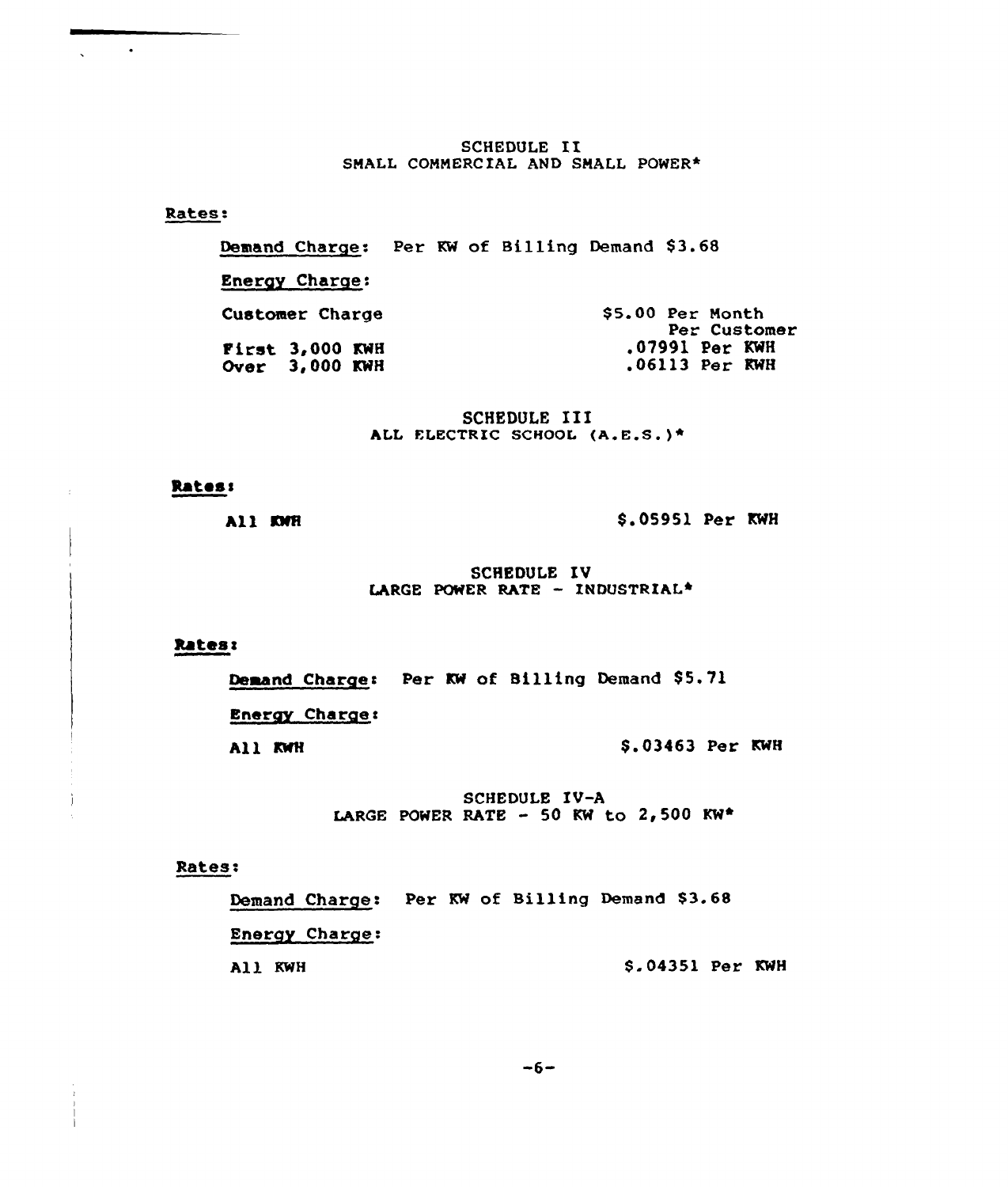## SCHEDULE II
### SMALL COMMERCIAL AND SMALL POWER*

Rates:

Demand Charge: Per KW of Billing Demand $3.68

Energy Charge:

| | |
|---|---|
| Customer Charge | $5.00 Per Month Per Customer |
| First 3,000 KWH | .07991 Per KWH |
| Over 3,000 KWH | .06113 Per KWH |

## SCHEDULE III
### ALL ELECTRIC SCHOOL (A.E.S.)*

Rates:

| | |
|---|---|
| All KWH | $.05951 Per KWH |

## SCHEDULE IV
### LARGE POWER RATE – INDUSTRIAL*

Rates:

Demand Charge: Per KW of Billing Demand $5.71

Energy Charge:

| | |
|---|---|
| All KWH | $.03463 Per KWH |

## SCHEDULE IV-A
### LARGE POWER RATE – 50 KW to 2,500 KW*

Rates:

Demand Charge: Per KW of Billing Demand $3.68

Energy Charge:

| | |
|---|---|
| All KWH | $.04351 Per KWH |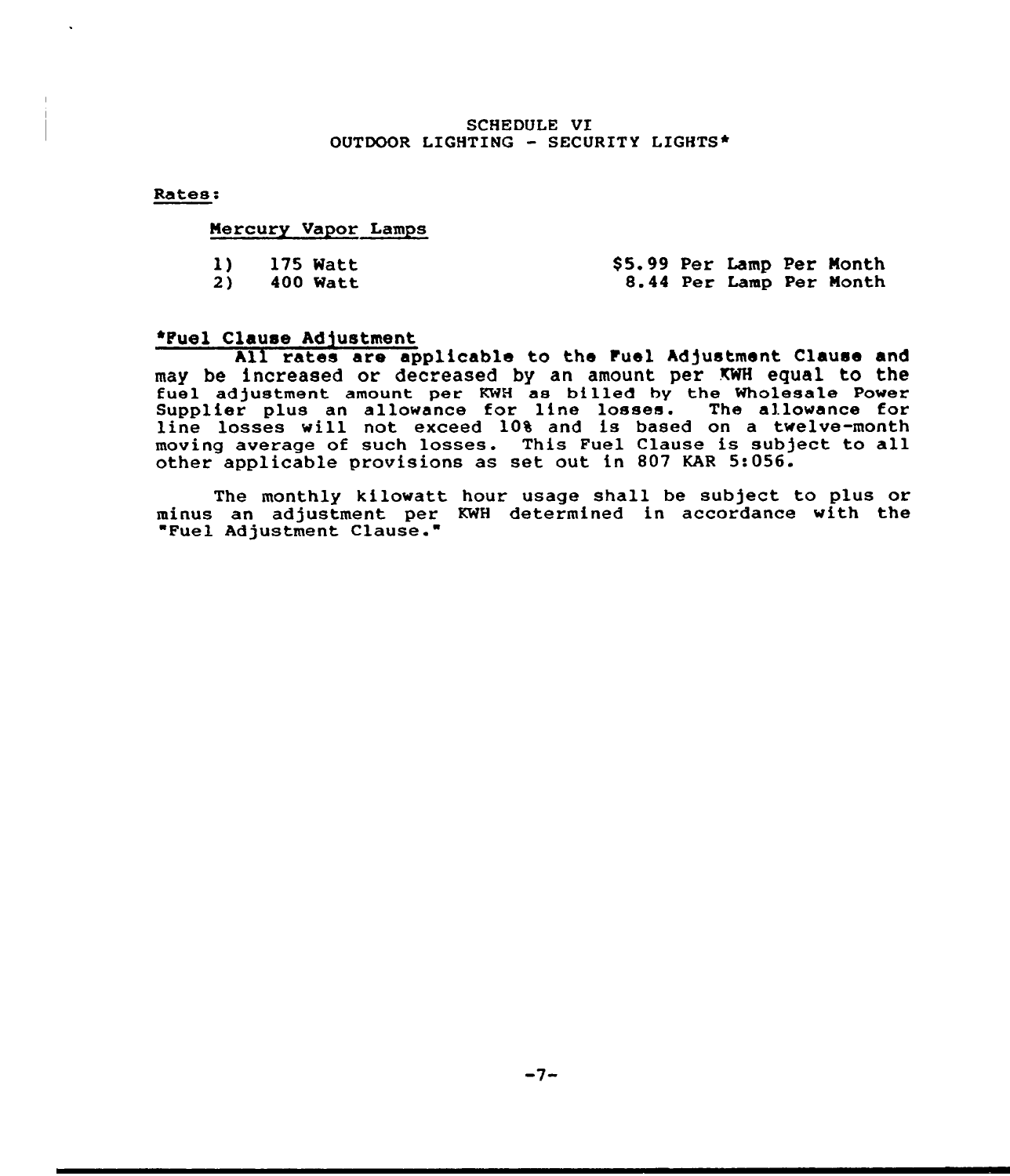SCHEDULE VI
OUTDOOR LIGHTING - SECURITY LIGHTS*

Rates:

Mercury Vapor Lamps

| | | |
|---|---|---|
| 1) | 175 Watt | $5.99 Per Lamp Per Month |
| 2) | 400 Watt | 8.44 Per Lamp Per Month |

*Fuel Clause Adjustment

All rates are applicable to the Fuel Adjustment Clause and may be increased or decreased by an amount per KWH equal to the fuel adjustment amount per KWH as billed by the Wholesale Power Supplier plus an allowance for line losses. The allowance for line losses will not exceed 10% and is based on a twelve-month moving average of such losses. This Fuel Clause is subject to all other applicable provisions as set out in 807 KAR 5:056.

The monthly kilowatt hour usage shall be subject to plus or minus an adjustment per KWH determined in accordance with the "Fuel Adjustment Clause."